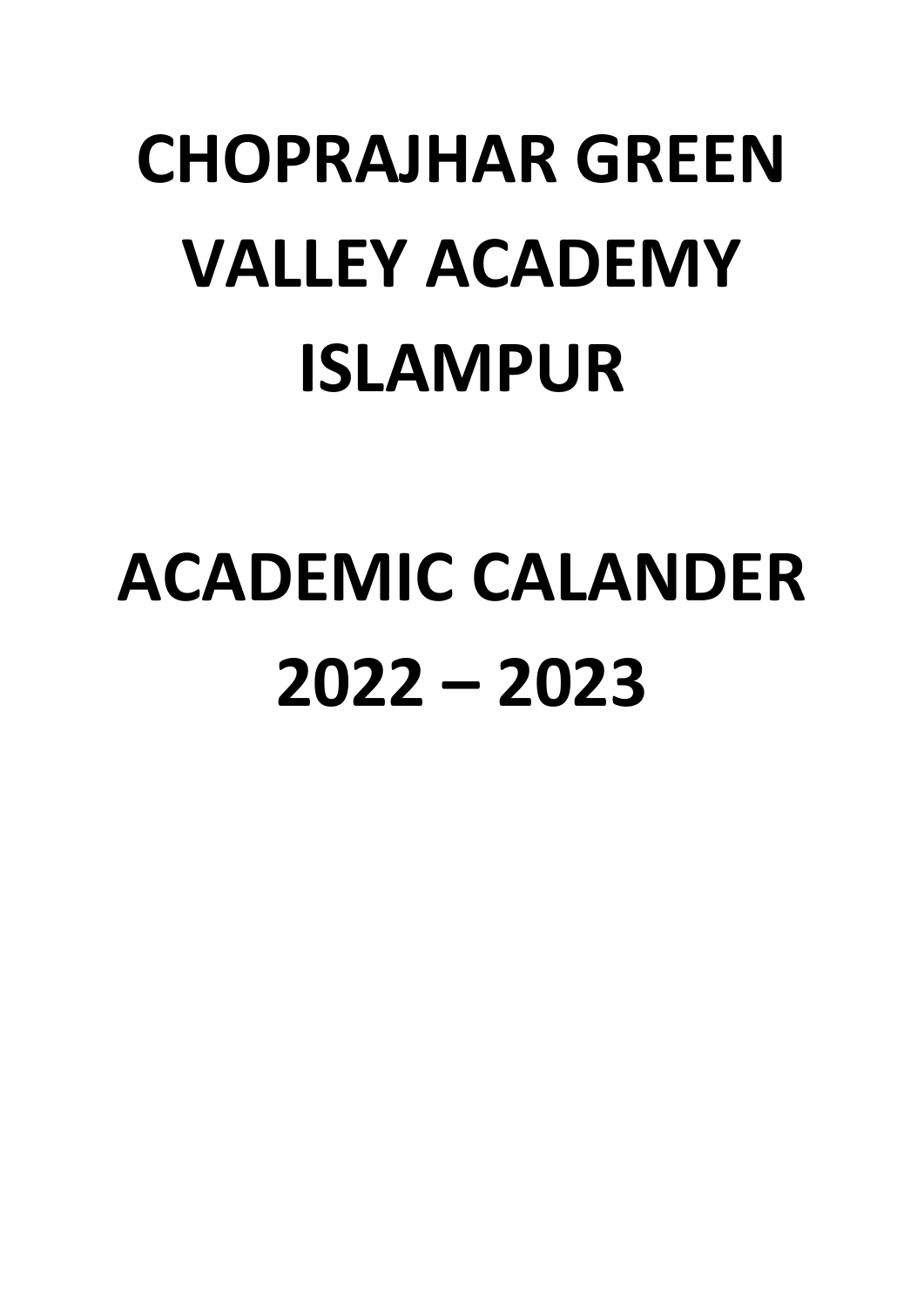# CHOPRAJHAR GREEN VALLEY ACADEMY ISLAMPUR

# ACADEMIC CALANDER 2022 – 2023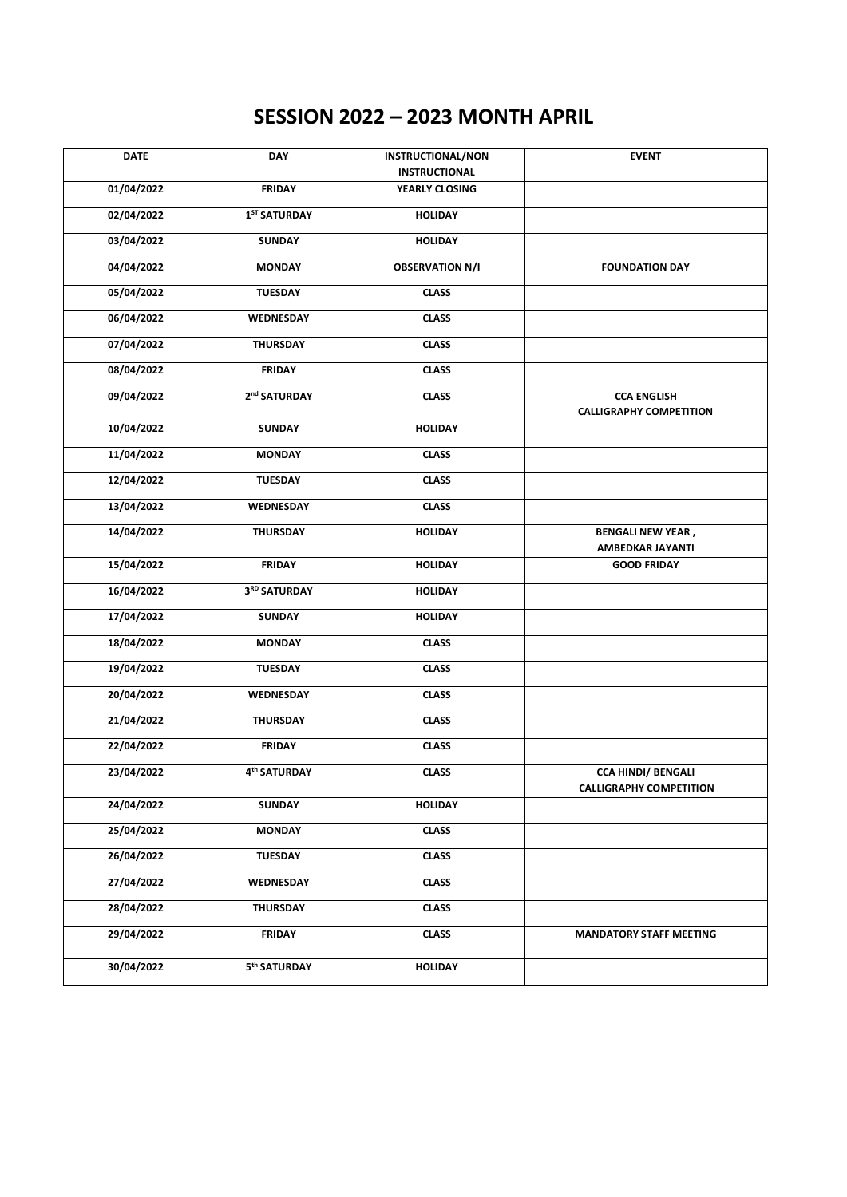# SESSION 2022 – 2023 MONTH APRIL

| DATE | DAY | INSTRUCTIONAL/NON INSTRUCTIONAL | EVENT |
|---|---|---|---|
| 01/04/2022 | FRIDAY | YEARLY CLOSING | |
| 02/04/2022 | 1ST SATURDAY | HOLIDAY | |
| 03/04/2022 | SUNDAY | HOLIDAY | |
| 04/04/2022 | MONDAY | OBSERVATION N/I | FOUNDATION DAY |
| 05/04/2022 | TUESDAY | CLASS | |
| 06/04/2022 | WEDNESDAY | CLASS | |
| 07/04/2022 | THURSDAY | CLASS | |
| 08/04/2022 | FRIDAY | CLASS | |
| 09/04/2022 | 2nd SATURDAY | CLASS | CCA ENGLISH CALLIGRAPHY COMPETITION |
| 10/04/2022 | SUNDAY | HOLIDAY | |
| 11/04/2022 | MONDAY | CLASS | |
| 12/04/2022 | TUESDAY | CLASS | |
| 13/04/2022 | WEDNESDAY | CLASS | |
| 14/04/2022 | THURSDAY | HOLIDAY | BENGALI NEW YEAR , AMBEDKAR JAYANTI |
| 15/04/2022 | FRIDAY | HOLIDAY | GOOD FRIDAY |
| 16/04/2022 | 3RD SATURDAY | HOLIDAY | |
| 17/04/2022 | SUNDAY | HOLIDAY | |
| 18/04/2022 | MONDAY | CLASS | |
| 19/04/2022 | TUESDAY | CLASS | |
| 20/04/2022 | WEDNESDAY | CLASS | |
| 21/04/2022 | THURSDAY | CLASS | |
| 22/04/2022 | FRIDAY | CLASS | |
| 23/04/2022 | 4th SATURDAY | CLASS | CCA HINDI/ BENGALI CALLIGRAPHY COMPETITION |
| 24/04/2022 | SUNDAY | HOLIDAY | |
| 25/04/2022 | MONDAY | CLASS | |
| 26/04/2022 | TUESDAY | CLASS | |
| 27/04/2022 | WEDNESDAY | CLASS | |
| 28/04/2022 | THURSDAY | CLASS | |
| 29/04/2022 | FRIDAY | CLASS | MANDATORY STAFF MEETING |
| 30/04/2022 | 5th SATURDAY | HOLIDAY | |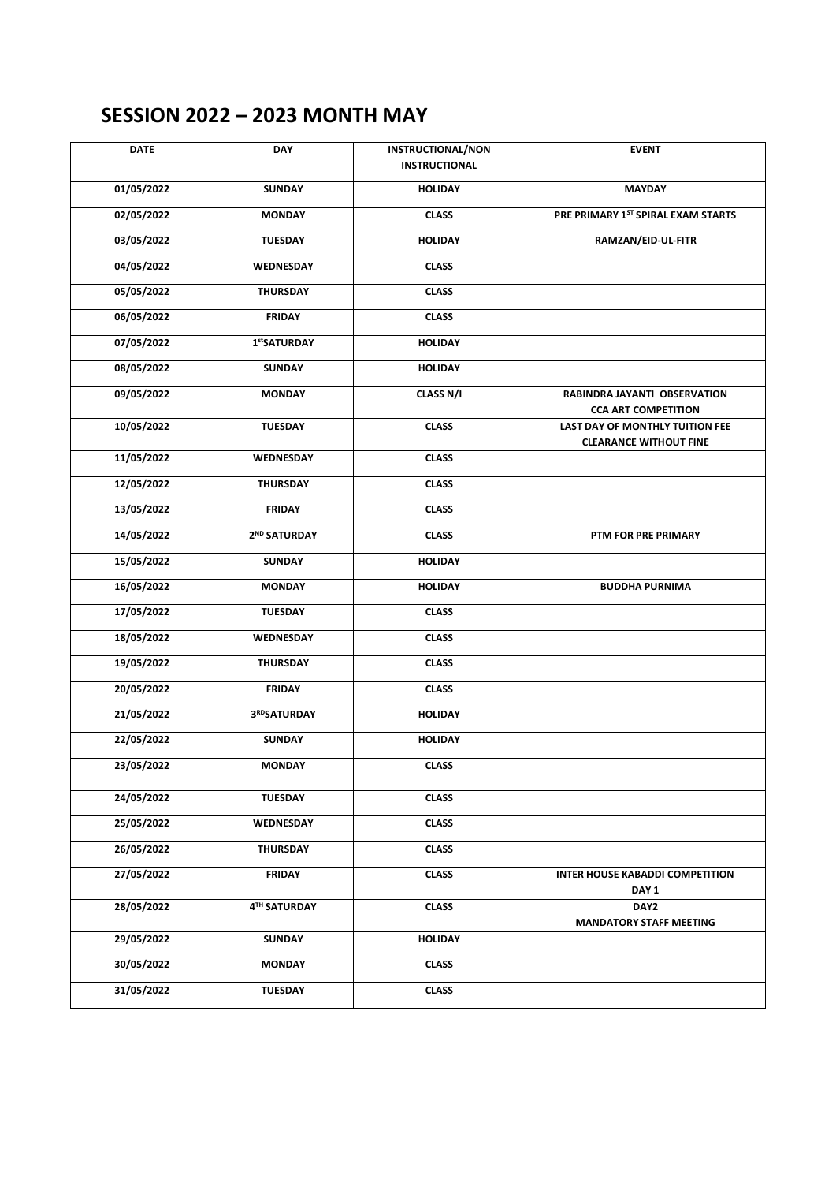## SESSION 2022 – 2023 MONTH MAY

| DATE | DAY | INSTRUCTIONAL/NON INSTRUCTIONAL | EVENT |
|---|---|---|---|
| 01/05/2022 | SUNDAY | HOLIDAY | MAYDAY |
| 02/05/2022 | MONDAY | CLASS | PRE PRIMARY 1ST SPIRAL EXAM STARTS |
| 03/05/2022 | TUESDAY | HOLIDAY | RAMZAN/EID-UL-FITR |
| 04/05/2022 | WEDNESDAY | CLASS | |
| 05/05/2022 | THURSDAY | CLASS | |
| 06/05/2022 | FRIDAY | CLASS | |
| 07/05/2022 | 1stSATURDAY | HOLIDAY | |
| 08/05/2022 | SUNDAY | HOLIDAY | |
| 09/05/2022 | MONDAY | CLASS N/I | RABINDRA JAYANTI OBSERVATION CCA ART COMPETITION |
| 10/05/2022 | TUESDAY | CLASS | LAST DAY OF MONTHLY TUITION FEE CLEARANCE WITHOUT FINE |
| 11/05/2022 | WEDNESDAY | CLASS | |
| 12/05/2022 | THURSDAY | CLASS | |
| 13/05/2022 | FRIDAY | CLASS | |
| 14/05/2022 | 2ND SATURDAY | CLASS | PTM FOR PRE PRIMARY |
| 15/05/2022 | SUNDAY | HOLIDAY | |
| 16/05/2022 | MONDAY | HOLIDAY | BUDDHA PURNIMA |
| 17/05/2022 | TUESDAY | CLASS | |
| 18/05/2022 | WEDNESDAY | CLASS | |
| 19/05/2022 | THURSDAY | CLASS | |
| 20/05/2022 | FRIDAY | CLASS | |
| 21/05/2022 | 3RDSATURDAY | HOLIDAY | |
| 22/05/2022 | SUNDAY | HOLIDAY | |
| 23/05/2022 | MONDAY | CLASS | |
| 24/05/2022 | TUESDAY | CLASS | |
| 25/05/2022 | WEDNESDAY | CLASS | |
| 26/05/2022 | THURSDAY | CLASS | |
| 27/05/2022 | FRIDAY | CLASS | INTER HOUSE KABADDI COMPETITION DAY 1 |
| 28/05/2022 | 4TH SATURDAY | CLASS | DAY2 MANDATORY STAFF MEETING |
| 29/05/2022 | SUNDAY | HOLIDAY | |
| 30/05/2022 | MONDAY | CLASS | |
| 31/05/2022 | TUESDAY | CLASS | |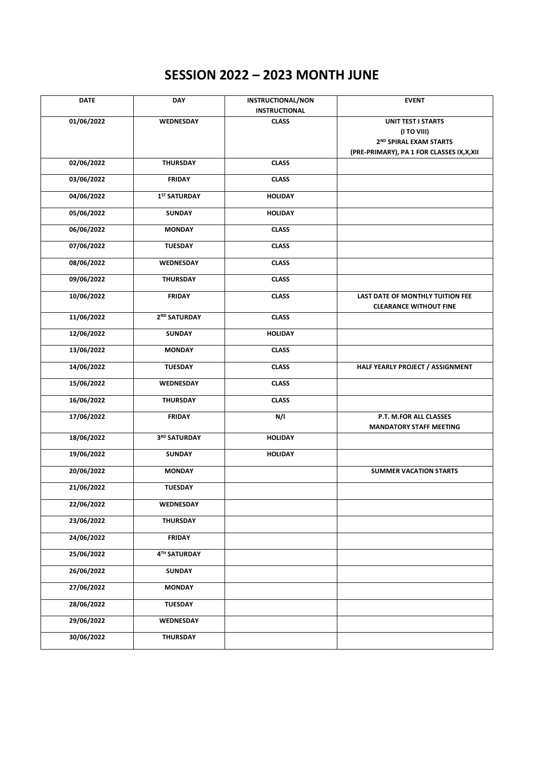# SESSION 2022 – 2023 MONTH JUNE

| DATE | DAY | INSTRUCTIONAL/NON INSTRUCTIONAL | EVENT |
|---|---|---|---|
| 01/06/2022 | WEDNESDAY | CLASS | UNIT TEST I STARTS (I TO VIII) 2ND SPIRAL EXAM STARTS (PRE-PRIMARY), PA 1 FOR CLASSES IX,X,XII |
| 02/06/2022 | THURSDAY | CLASS | |
| 03/06/2022 | FRIDAY | CLASS | |
| 04/06/2022 | 1ST SATURDAY | HOLIDAY | |
| 05/06/2022 | SUNDAY | HOLIDAY | |
| 06/06/2022 | MONDAY | CLASS | |
| 07/06/2022 | TUESDAY | CLASS | |
| 08/06/2022 | WEDNESDAY | CLASS | |
| 09/06/2022 | THURSDAY | CLASS | |
| 10/06/2022 | FRIDAY | CLASS | LAST DATE OF MONTHLY TUITION FEE CLEARANCE WITHOUT FINE |
| 11/06/2022 | 2ND SATURDAY | CLASS | |
| 12/06/2022 | SUNDAY | HOLIDAY | |
| 13/06/2022 | MONDAY | CLASS | |
| 14/06/2022 | TUESDAY | CLASS | HALF YEARLY PROJECT / ASSIGNMENT |
| 15/06/2022 | WEDNESDAY | CLASS | |
| 16/06/2022 | THURSDAY | CLASS | |
| 17/06/2022 | FRIDAY | N/I | P.T. M.FOR ALL CLASSES MANDATORY STAFF MEETING |
| 18/06/2022 | 3RD SATURDAY | HOLIDAY | |
| 19/06/2022 | SUNDAY | HOLIDAY | |
| 20/06/2022 | MONDAY | | SUMMER VACATION STARTS |
| 21/06/2022 | TUESDAY | | |
| 22/06/2022 | WEDNESDAY | | |
| 23/06/2022 | THURSDAY | | |
| 24/06/2022 | FRIDAY | | |
| 25/06/2022 | 4TH SATURDAY | | |
| 26/06/2022 | SUNDAY | | |
| 27/06/2022 | MONDAY | | |
| 28/06/2022 | TUESDAY | | |
| 29/06/2022 | WEDNESDAY | | |
| 30/06/2022 | THURSDAY | | |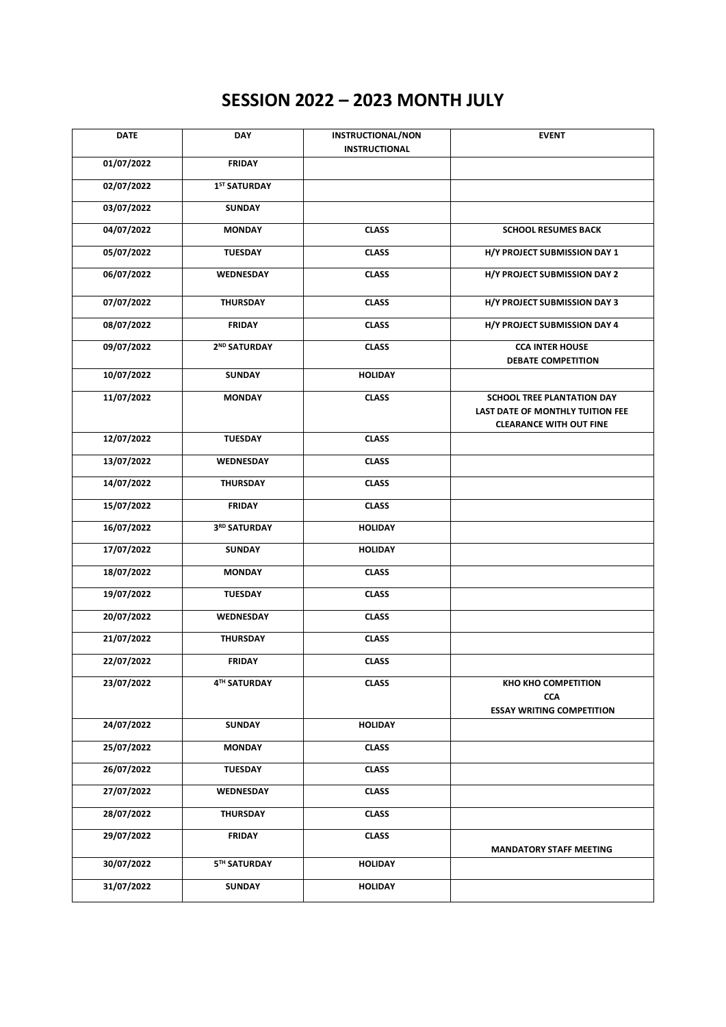# SESSION 2022 – 2023 MONTH JULY

| DATE | DAY | INSTRUCTIONAL/NON INSTRUCTIONAL | EVENT |
|---|---|---|---|
| 01/07/2022 | FRIDAY | | |
| 02/07/2022 | 1ST SATURDAY | | |
| 03/07/2022 | SUNDAY | | |
| 04/07/2022 | MONDAY | CLASS | SCHOOL RESUMES BACK |
| 05/07/2022 | TUESDAY | CLASS | H/Y PROJECT SUBMISSION DAY 1 |
| 06/07/2022 | WEDNESDAY | CLASS | H/Y PROJECT SUBMISSION DAY 2 |
| 07/07/2022 | THURSDAY | CLASS | H/Y PROJECT SUBMISSION DAY 3 |
| 08/07/2022 | FRIDAY | CLASS | H/Y PROJECT SUBMISSION DAY 4 |
| 09/07/2022 | 2ND SATURDAY | CLASS | CCA INTER HOUSE DEBATE COMPETITION |
| 10/07/2022 | SUNDAY | HOLIDAY | |
| 11/07/2022 | MONDAY | CLASS | SCHOOL TREE PLANTATION DAY LAST DATE OF MONTHLY TUITION FEE CLEARANCE WITH OUT FINE |
| 12/07/2022 | TUESDAY | CLASS | |
| 13/07/2022 | WEDNESDAY | CLASS | |
| 14/07/2022 | THURSDAY | CLASS | |
| 15/07/2022 | FRIDAY | CLASS | |
| 16/07/2022 | 3RD SATURDAY | HOLIDAY | |
| 17/07/2022 | SUNDAY | HOLIDAY | |
| 18/07/2022 | MONDAY | CLASS | |
| 19/07/2022 | TUESDAY | CLASS | |
| 20/07/2022 | WEDNESDAY | CLASS | |
| 21/07/2022 | THURSDAY | CLASS | |
| 22/07/2022 | FRIDAY | CLASS | |
| 23/07/2022 | 4TH SATURDAY | CLASS | KHO KHO COMPETITION CCA ESSAY WRITING COMPETITION |
| 24/07/2022 | SUNDAY | HOLIDAY | |
| 25/07/2022 | MONDAY | CLASS | |
| 26/07/2022 | TUESDAY | CLASS | |
| 27/07/2022 | WEDNESDAY | CLASS | |
| 28/07/2022 | THURSDAY | CLASS | |
| 29/07/2022 | FRIDAY | CLASS | MANDATORY STAFF MEETING |
| 30/07/2022 | 5TH SATURDAY | HOLIDAY | |
| 31/07/2022 | SUNDAY | HOLIDAY | |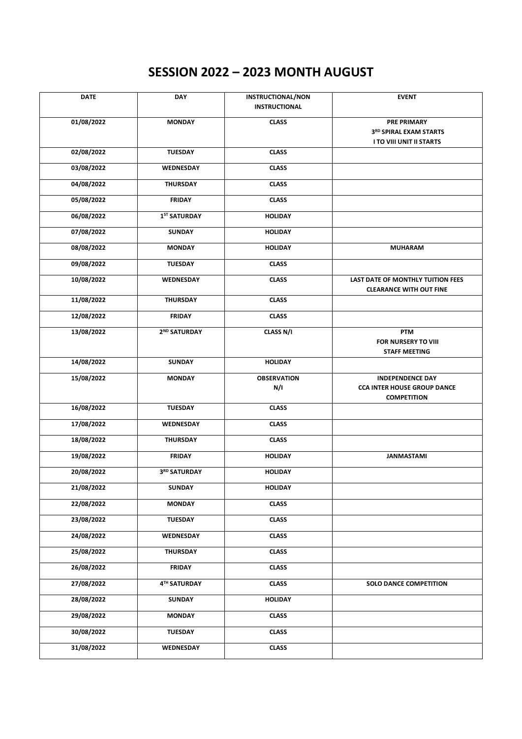# SESSION 2022 – 2023 MONTH AUGUST

| DATE | DAY | INSTRUCTIONAL/NON INSTRUCTIONAL | EVENT |
|---|---|---|---|
| 01/08/2022 | MONDAY | CLASS | PRE PRIMARY<br>3RD SPIRAL EXAM STARTS<br>I TO VIII UNIT II STARTS |
| 02/08/2022 | TUESDAY | CLASS | |
| 03/08/2022 | WEDNESDAY | CLASS | |
| 04/08/2022 | THURSDAY | CLASS | |
| 05/08/2022 | FRIDAY | CLASS | |
| 06/08/2022 | 1ST SATURDAY | HOLIDAY | |
| 07/08/2022 | SUNDAY | HOLIDAY | |
| 08/08/2022 | MONDAY | HOLIDAY | MUHARAM |
| 09/08/2022 | TUESDAY | CLASS | |
| 10/08/2022 | WEDNESDAY | CLASS | LAST DATE OF MONTHLY TUITION FEES CLEARANCE WITH OUT FINE |
| 11/08/2022 | THURSDAY | CLASS | |
| 12/08/2022 | FRIDAY | CLASS | |
| 13/08/2022 | 2ND SATURDAY | CLASS N/I | PTM<br>FOR NURSERY TO VIII<br>STAFF MEETING |
| 14/08/2022 | SUNDAY | HOLIDAY | |
| 15/08/2022 | MONDAY | OBSERVATION N/I | INDEPENDENCE DAY<br>CCA INTER HOUSE GROUP DANCE COMPETITION |
| 16/08/2022 | TUESDAY | CLASS | |
| 17/08/2022 | WEDNESDAY | CLASS | |
| 18/08/2022 | THURSDAY | CLASS | |
| 19/08/2022 | FRIDAY | HOLIDAY | JANMASTAMI |
| 20/08/2022 | 3RD SATURDAY | HOLIDAY | |
| 21/08/2022 | SUNDAY | HOLIDAY | |
| 22/08/2022 | MONDAY | CLASS | |
| 23/08/2022 | TUESDAY | CLASS | |
| 24/08/2022 | WEDNESDAY | CLASS | |
| 25/08/2022 | THURSDAY | CLASS | |
| 26/08/2022 | FRIDAY | CLASS | |
| 27/08/2022 | 4TH SATURDAY | CLASS | SOLO DANCE COMPETITION |
| 28/08/2022 | SUNDAY | HOLIDAY | |
| 29/08/2022 | MONDAY | CLASS | |
| 30/08/2022 | TUESDAY | CLASS | |
| 31/08/2022 | WEDNESDAY | CLASS | |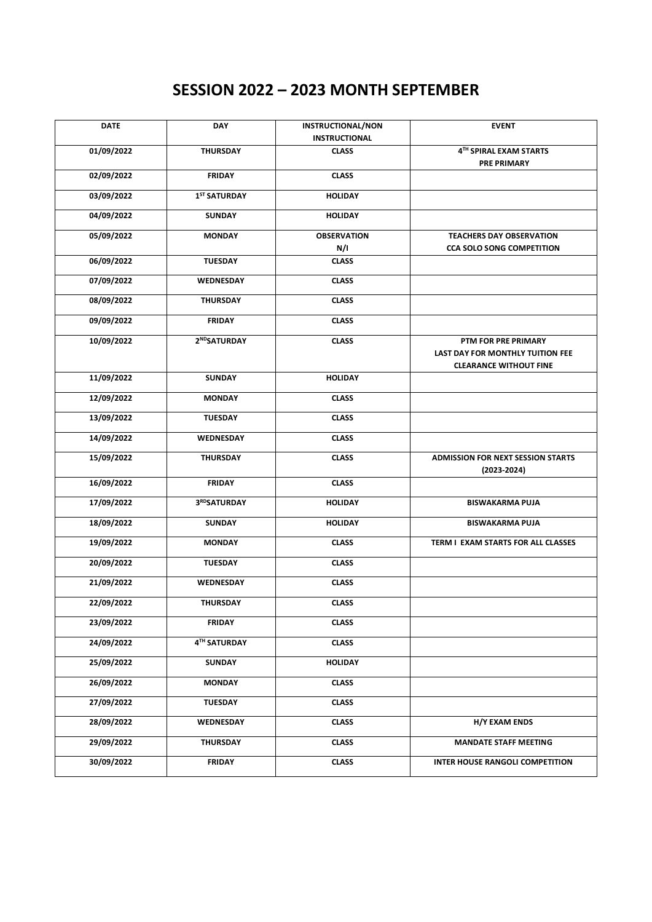# SESSION 2022 – 2023 MONTH SEPTEMBER

| DATE | DAY | INSTRUCTIONAL/NON INSTRUCTIONAL | EVENT |
|---|---|---|---|
| 01/09/2022 | THURSDAY | CLASS | 4TH SPIRAL EXAM STARTS PRE PRIMARY |
| 02/09/2022 | FRIDAY | CLASS | |
| 03/09/2022 | 1ST SATURDAY | HOLIDAY | |
| 04/09/2022 | SUNDAY | HOLIDAY | |
| 05/09/2022 | MONDAY | OBSERVATION N/I | TEACHERS DAY OBSERVATION CCA SOLO SONG COMPETITION |
| 06/09/2022 | TUESDAY | CLASS | |
| 07/09/2022 | WEDNESDAY | CLASS | |
| 08/09/2022 | THURSDAY | CLASS | |
| 09/09/2022 | FRIDAY | CLASS | |
| 10/09/2022 | 2NDSATURDAY | CLASS | PTM FOR PRE PRIMARY LAST DAY FOR MONTHLY TUITION FEE CLEARANCE WITHOUT FINE |
| 11/09/2022 | SUNDAY | HOLIDAY | |
| 12/09/2022 | MONDAY | CLASS | |
| 13/09/2022 | TUESDAY | CLASS | |
| 14/09/2022 | WEDNESDAY | CLASS | |
| 15/09/2022 | THURSDAY | CLASS | ADMISSION FOR NEXT SESSION STARTS (2023-2024) |
| 16/09/2022 | FRIDAY | CLASS | |
| 17/09/2022 | 3RDSATURDAY | HOLIDAY | BISWAKARMA PUJA |
| 18/09/2022 | SUNDAY | HOLIDAY | BISWAKARMA PUJA |
| 19/09/2022 | MONDAY | CLASS | TERM I EXAM STARTS FOR ALL CLASSES |
| 20/09/2022 | TUESDAY | CLASS | |
| 21/09/2022 | WEDNESDAY | CLASS | |
| 22/09/2022 | THURSDAY | CLASS | |
| 23/09/2022 | FRIDAY | CLASS | |
| 24/09/2022 | 4TH SATURDAY | CLASS | |
| 25/09/2022 | SUNDAY | HOLIDAY | |
| 26/09/2022 | MONDAY | CLASS | |
| 27/09/2022 | TUESDAY | CLASS | |
| 28/09/2022 | WEDNESDAY | CLASS | H/Y EXAM ENDS |
| 29/09/2022 | THURSDAY | CLASS | MANDATE STAFF MEETING |
| 30/09/2022 | FRIDAY | CLASS | INTER HOUSE RANGOLI COMPETITION |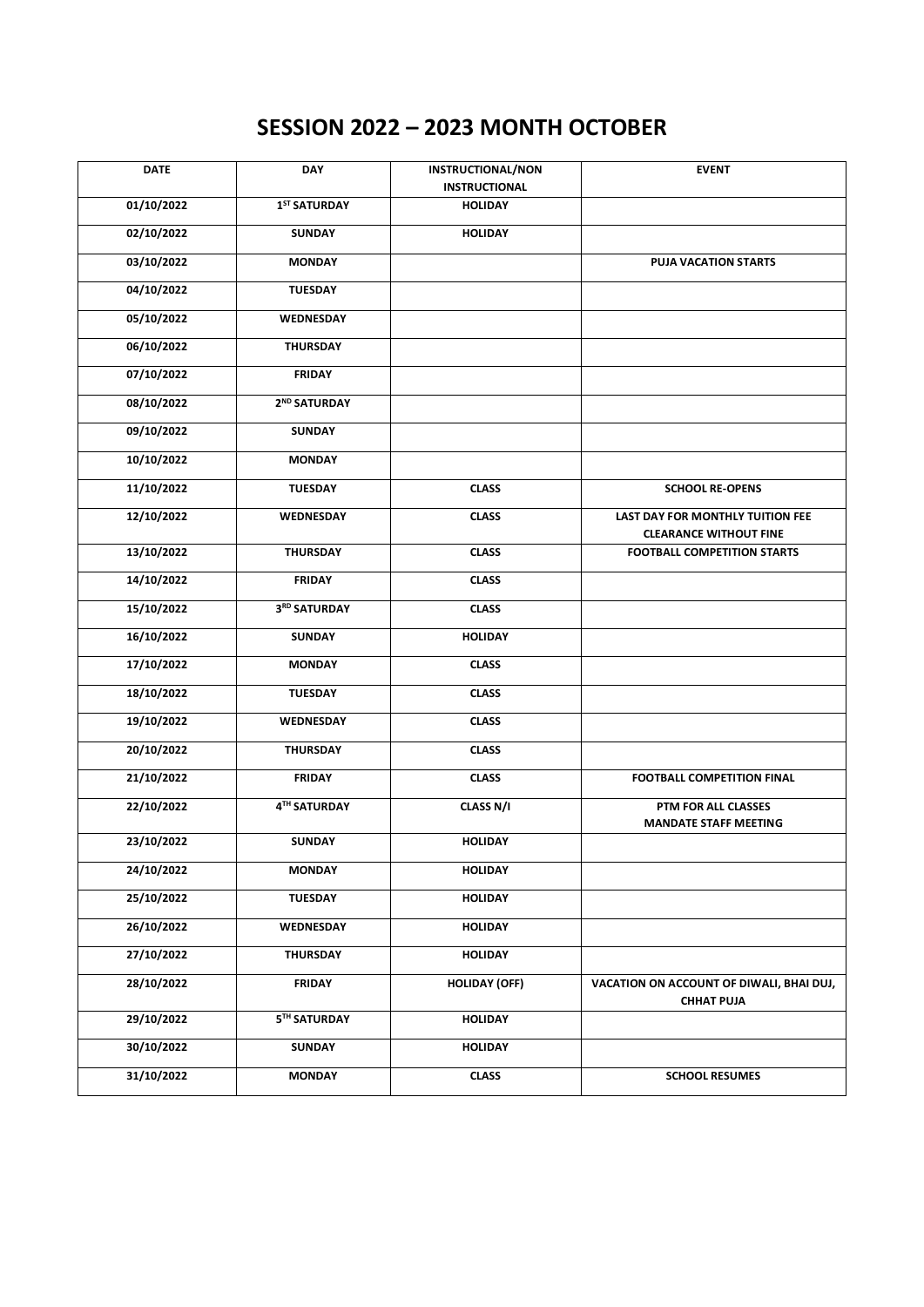# SESSION 2022 – 2023 MONTH OCTOBER

| DATE | DAY | INSTRUCTIONAL/NON INSTRUCTIONAL | EVENT |
|---|---|---|---|
| 01/10/2022 | 1ST SATURDAY | HOLIDAY | |
| 02/10/2022 | SUNDAY | HOLIDAY | |
| 03/10/2022 | MONDAY | | PUJA VACATION STARTS |
| 04/10/2022 | TUESDAY | | |
| 05/10/2022 | WEDNESDAY | | |
| 06/10/2022 | THURSDAY | | |
| 07/10/2022 | FRIDAY | | |
| 08/10/2022 | 2ND SATURDAY | | |
| 09/10/2022 | SUNDAY | | |
| 10/10/2022 | MONDAY | | |
| 11/10/2022 | TUESDAY | CLASS | SCHOOL RE-OPENS |
| 12/10/2022 | WEDNESDAY | CLASS | LAST DAY FOR MONTHLY TUITION FEE CLEARANCE WITHOUT FINE |
| 13/10/2022 | THURSDAY | CLASS | FOOTBALL COMPETITION STARTS |
| 14/10/2022 | FRIDAY | CLASS | |
| 15/10/2022 | 3RD SATURDAY | CLASS | |
| 16/10/2022 | SUNDAY | HOLIDAY | |
| 17/10/2022 | MONDAY | CLASS | |
| 18/10/2022 | TUESDAY | CLASS | |
| 19/10/2022 | WEDNESDAY | CLASS | |
| 20/10/2022 | THURSDAY | CLASS | |
| 21/10/2022 | FRIDAY | CLASS | FOOTBALL COMPETITION FINAL |
| 22/10/2022 | 4TH SATURDAY | CLASS N/I | PTM FOR ALL CLASSES MANDATE STAFF MEETING |
| 23/10/2022 | SUNDAY | HOLIDAY | |
| 24/10/2022 | MONDAY | HOLIDAY | |
| 25/10/2022 | TUESDAY | HOLIDAY | |
| 26/10/2022 | WEDNESDAY | HOLIDAY | |
| 27/10/2022 | THURSDAY | HOLIDAY | |
| 28/10/2022 | FRIDAY | HOLIDAY (OFF) | VACATION ON ACCOUNT OF DIWALI, BHAI DUJ, CHHAT PUJA |
| 29/10/2022 | 5TH SATURDAY | HOLIDAY | |
| 30/10/2022 | SUNDAY | HOLIDAY | |
| 31/10/2022 | MONDAY | CLASS | SCHOOL RESUMES |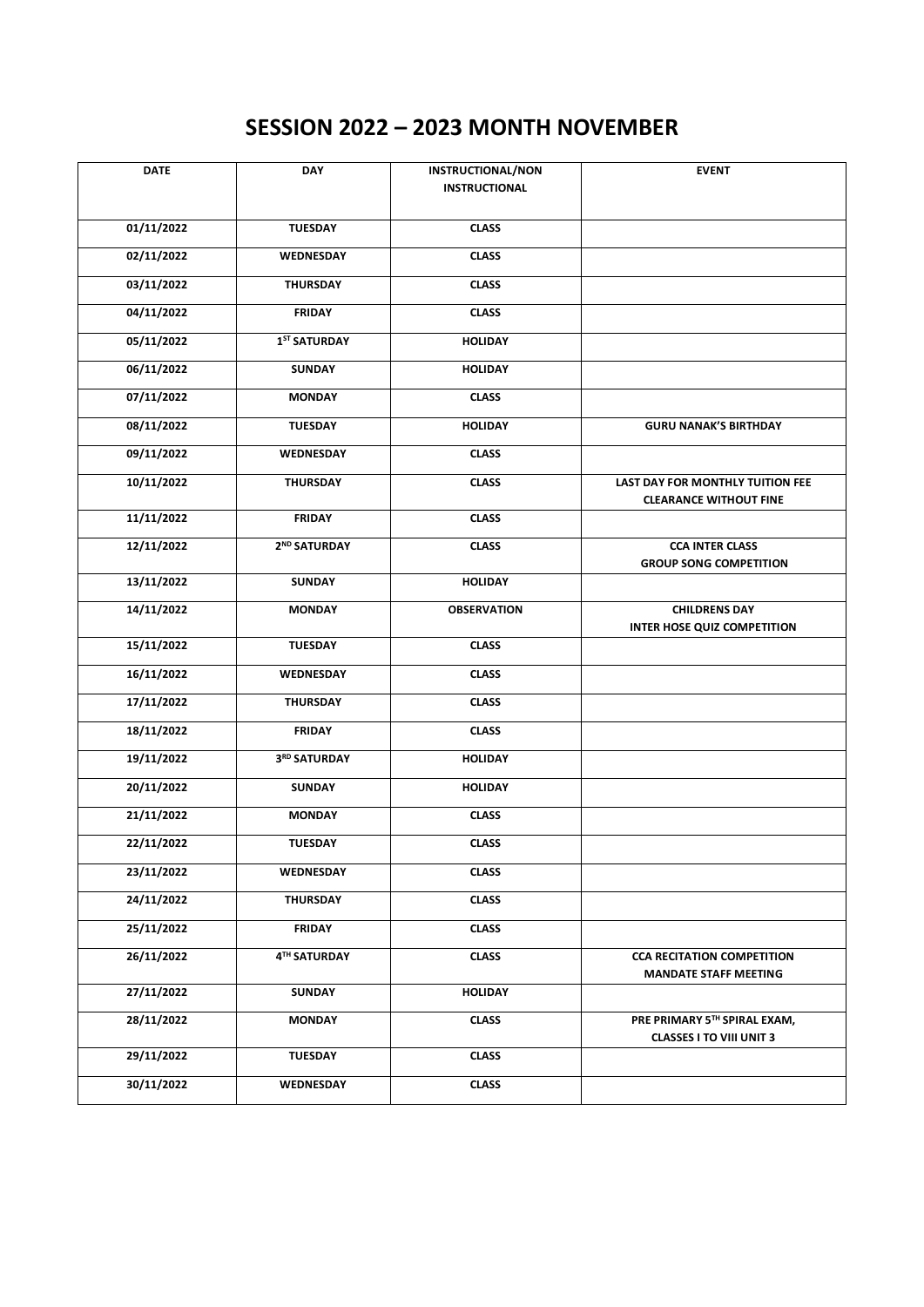# SESSION 2022 – 2023 MONTH NOVEMBER

| DATE | DAY | INSTRUCTIONAL/NON INSTRUCTIONAL | EVENT |
|---|---|---|---|
| 01/11/2022 | TUESDAY | CLASS | |
| 02/11/2022 | WEDNESDAY | CLASS | |
| 03/11/2022 | THURSDAY | CLASS | |
| 04/11/2022 | FRIDAY | CLASS | |
| 05/11/2022 | 1ST SATURDAY | HOLIDAY | |
| 06/11/2022 | SUNDAY | HOLIDAY | |
| 07/11/2022 | MONDAY | CLASS | |
| 08/11/2022 | TUESDAY | HOLIDAY | GURU NANAK'S BIRTHDAY |
| 09/11/2022 | WEDNESDAY | CLASS | |
| 10/11/2022 | THURSDAY | CLASS | LAST DAY FOR MONTHLY TUITION FEE CLEARANCE WITHOUT FINE |
| 11/11/2022 | FRIDAY | CLASS | |
| 12/11/2022 | 2ND SATURDAY | CLASS | CCA INTER CLASS GROUP SONG COMPETITION |
| 13/11/2022 | SUNDAY | HOLIDAY | |
| 14/11/2022 | MONDAY | OBSERVATION | CHILDRENS DAY INTER HOSE QUIZ COMPETITION |
| 15/11/2022 | TUESDAY | CLASS | |
| 16/11/2022 | WEDNESDAY | CLASS | |
| 17/11/2022 | THURSDAY | CLASS | |
| 18/11/2022 | FRIDAY | CLASS | |
| 19/11/2022 | 3RD SATURDAY | HOLIDAY | |
| 20/11/2022 | SUNDAY | HOLIDAY | |
| 21/11/2022 | MONDAY | CLASS | |
| 22/11/2022 | TUESDAY | CLASS | |
| 23/11/2022 | WEDNESDAY | CLASS | |
| 24/11/2022 | THURSDAY | CLASS | |
| 25/11/2022 | FRIDAY | CLASS | |
| 26/11/2022 | 4TH SATURDAY | CLASS | CCA RECITATION COMPETITION MANDATE STAFF MEETING |
| 27/11/2022 | SUNDAY | HOLIDAY | |
| 28/11/2022 | MONDAY | CLASS | PRE PRIMARY 5TH SPIRAL EXAM, CLASSES I TO VIII UNIT 3 |
| 29/11/2022 | TUESDAY | CLASS | |
| 30/11/2022 | WEDNESDAY | CLASS | |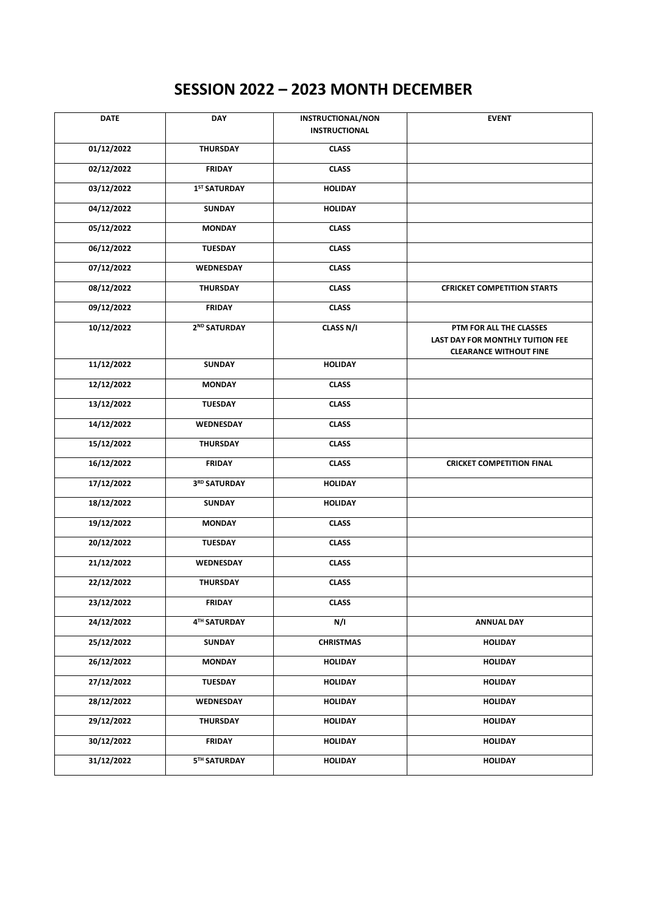# SESSION 2022 – 2023 MONTH DECEMBER

| DATE | DAY | INSTRUCTIONAL/NON INSTRUCTIONAL | EVENT |
|---|---|---|---|
| 01/12/2022 | THURSDAY | CLASS | |
| 02/12/2022 | FRIDAY | CLASS | |
| 03/12/2022 | 1ST SATURDAY | HOLIDAY | |
| 04/12/2022 | SUNDAY | HOLIDAY | |
| 05/12/2022 | MONDAY | CLASS | |
| 06/12/2022 | TUESDAY | CLASS | |
| 07/12/2022 | WEDNESDAY | CLASS | |
| 08/12/2022 | THURSDAY | CLASS | CFRICKET COMPETITION STARTS |
| 09/12/2022 | FRIDAY | CLASS | |
| 10/12/2022 | 2ND SATURDAY | CLASS N/I | PTM FOR ALL THE CLASSES<br>LAST DAY FOR MONTHLY TUITION FEE CLEARANCE WITHOUT FINE |
| 11/12/2022 | SUNDAY | HOLIDAY | |
| 12/12/2022 | MONDAY | CLASS | |
| 13/12/2022 | TUESDAY | CLASS | |
| 14/12/2022 | WEDNESDAY | CLASS | |
| 15/12/2022 | THURSDAY | CLASS | |
| 16/12/2022 | FRIDAY | CLASS | CRICKET COMPETITION FINAL |
| 17/12/2022 | 3RD SATURDAY | HOLIDAY | |
| 18/12/2022 | SUNDAY | HOLIDAY | |
| 19/12/2022 | MONDAY | CLASS | |
| 20/12/2022 | TUESDAY | CLASS | |
| 21/12/2022 | WEDNESDAY | CLASS | |
| 22/12/2022 | THURSDAY | CLASS | |
| 23/12/2022 | FRIDAY | CLASS | |
| 24/12/2022 | 4TH SATURDAY | N/I | ANNUAL DAY |
| 25/12/2022 | SUNDAY | CHRISTMAS | HOLIDAY |
| 26/12/2022 | MONDAY | HOLIDAY | HOLIDAY |
| 27/12/2022 | TUESDAY | HOLIDAY | HOLIDAY |
| 28/12/2022 | WEDNESDAY | HOLIDAY | HOLIDAY |
| 29/12/2022 | THURSDAY | HOLIDAY | HOLIDAY |
| 30/12/2022 | FRIDAY | HOLIDAY | HOLIDAY |
| 31/12/2022 | 5TH SATURDAY | HOLIDAY | HOLIDAY |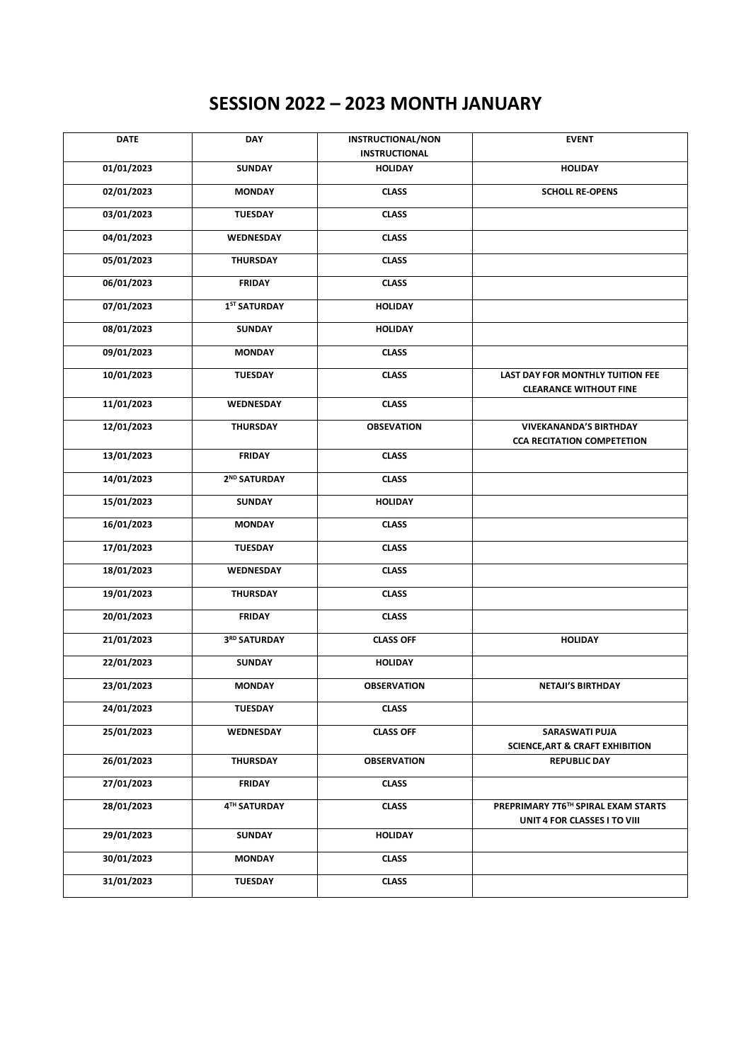# SESSION 2022 – 2023 MONTH JANUARY

| DATE | DAY | INSTRUCTIONAL/NON INSTRUCTIONAL | EVENT |
|---|---|---|---|
| 01/01/2023 | SUNDAY | HOLIDAY | HOLIDAY |
| 02/01/2023 | MONDAY | CLASS | SCHOLL RE-OPENS |
| 03/01/2023 | TUESDAY | CLASS | |
| 04/01/2023 | WEDNESDAY | CLASS | |
| 05/01/2023 | THURSDAY | CLASS | |
| 06/01/2023 | FRIDAY | CLASS | |
| 07/01/2023 | 1ST SATURDAY | HOLIDAY | |
| 08/01/2023 | SUNDAY | HOLIDAY | |
| 09/01/2023 | MONDAY | CLASS | |
| 10/01/2023 | TUESDAY | CLASS | LAST DAY FOR MONTHLY TUITION FEE CLEARANCE WITHOUT FINE |
| 11/01/2023 | WEDNESDAY | CLASS | |
| 12/01/2023 | THURSDAY | OBSEVATION | VIVEKANANDA'S BIRTHDAY CCA RECITATION COMPETETION |
| 13/01/2023 | FRIDAY | CLASS | |
| 14/01/2023 | 2ND SATURDAY | CLASS | |
| 15/01/2023 | SUNDAY | HOLIDAY | |
| 16/01/2023 | MONDAY | CLASS | |
| 17/01/2023 | TUESDAY | CLASS | |
| 18/01/2023 | WEDNESDAY | CLASS | |
| 19/01/2023 | THURSDAY | CLASS | |
| 20/01/2023 | FRIDAY | CLASS | |
| 21/01/2023 | 3RD SATURDAY | CLASS OFF | HOLIDAY |
| 22/01/2023 | SUNDAY | HOLIDAY | |
| 23/01/2023 | MONDAY | OBSERVATION | NETAJI'S BIRTHDAY |
| 24/01/2023 | TUESDAY | CLASS | |
| 25/01/2023 | WEDNESDAY | CLASS OFF | SARASWATI PUJA SCIENCE,ART & CRAFT EXHIBITION |
| 26/01/2023 | THURSDAY | OBSERVATION | REPUBLIC DAY |
| 27/01/2023 | FRIDAY | CLASS | |
| 28/01/2023 | 4TH SATURDAY | CLASS | PREPRIMARY 7T6TH SPIRAL EXAM STARTS UNIT 4 FOR CLASSES I TO VIII |
| 29/01/2023 | SUNDAY | HOLIDAY | |
| 30/01/2023 | MONDAY | CLASS | |
| 31/01/2023 | TUESDAY | CLASS | |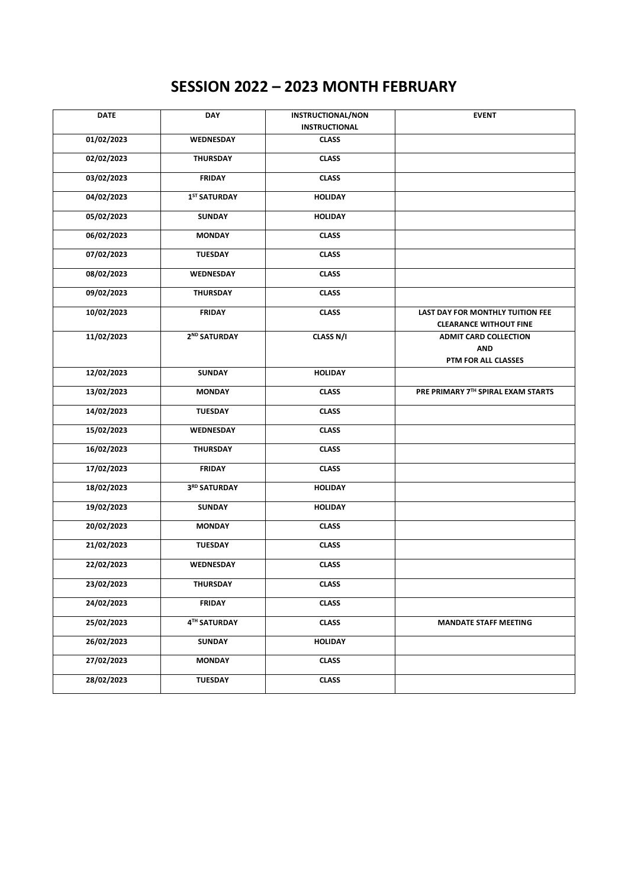# SESSION 2022 – 2023 MONTH FEBRUARY

| DATE | DAY | INSTRUCTIONAL/NON INSTRUCTIONAL | EVENT |
|---|---|---|---|
| 01/02/2023 | WEDNESDAY | CLASS | |
| 02/02/2023 | THURSDAY | CLASS | |
| 03/02/2023 | FRIDAY | CLASS | |
| 04/02/2023 | 1ST SATURDAY | HOLIDAY | |
| 05/02/2023 | SUNDAY | HOLIDAY | |
| 06/02/2023 | MONDAY | CLASS | |
| 07/02/2023 | TUESDAY | CLASS | |
| 08/02/2023 | WEDNESDAY | CLASS | |
| 09/02/2023 | THURSDAY | CLASS | |
| 10/02/2023 | FRIDAY | CLASS | LAST DAY FOR MONTHLY TUITION FEE CLEARANCE WITHOUT FINE |
| 11/02/2023 | 2ND SATURDAY | CLASS N/I | ADMIT CARD COLLECTION AND PTM FOR ALL CLASSES |
| 12/02/2023 | SUNDAY | HOLIDAY | |
| 13/02/2023 | MONDAY | CLASS | PRE PRIMARY 7TH SPIRAL EXAM STARTS |
| 14/02/2023 | TUESDAY | CLASS | |
| 15/02/2023 | WEDNESDAY | CLASS | |
| 16/02/2023 | THURSDAY | CLASS | |
| 17/02/2023 | FRIDAY | CLASS | |
| 18/02/2023 | 3RD SATURDAY | HOLIDAY | |
| 19/02/2023 | SUNDAY | HOLIDAY | |
| 20/02/2023 | MONDAY | CLASS | |
| 21/02/2023 | TUESDAY | CLASS | |
| 22/02/2023 | WEDNESDAY | CLASS | |
| 23/02/2023 | THURSDAY | CLASS | |
| 24/02/2023 | FRIDAY | CLASS | |
| 25/02/2023 | 4TH SATURDAY | CLASS | MANDATE STAFF MEETING |
| 26/02/2023 | SUNDAY | HOLIDAY | |
| 27/02/2023 | MONDAY | CLASS | |
| 28/02/2023 | TUESDAY | CLASS | |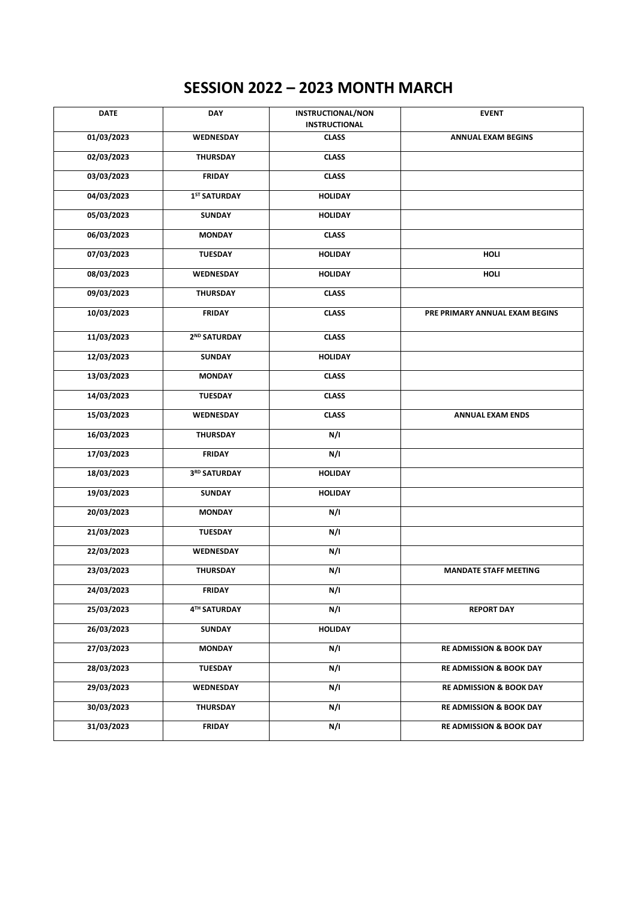# SESSION 2022 – 2023 MONTH MARCH

| DATE | DAY | INSTRUCTIONAL/NON INSTRUCTIONAL | EVENT |
|---|---|---|---|
| 01/03/2023 | WEDNESDAY | CLASS | ANNUAL EXAM BEGINS |
| 02/03/2023 | THURSDAY | CLASS | |
| 03/03/2023 | FRIDAY | CLASS | |
| 04/03/2023 | 1ST SATURDAY | HOLIDAY | |
| 05/03/2023 | SUNDAY | HOLIDAY | |
| 06/03/2023 | MONDAY | CLASS | |
| 07/03/2023 | TUESDAY | HOLIDAY | HOLI |
| 08/03/2023 | WEDNESDAY | HOLIDAY | HOLI |
| 09/03/2023 | THURSDAY | CLASS | |
| 10/03/2023 | FRIDAY | CLASS | PRE PRIMARY ANNUAL EXAM BEGINS |
| 11/03/2023 | 2ND SATURDAY | CLASS | |
| 12/03/2023 | SUNDAY | HOLIDAY | |
| 13/03/2023 | MONDAY | CLASS | |
| 14/03/2023 | TUESDAY | CLASS | |
| 15/03/2023 | WEDNESDAY | CLASS | ANNUAL EXAM ENDS |
| 16/03/2023 | THURSDAY | N/I | |
| 17/03/2023 | FRIDAY | N/I | |
| 18/03/2023 | 3RD SATURDAY | HOLIDAY | |
| 19/03/2023 | SUNDAY | HOLIDAY | |
| 20/03/2023 | MONDAY | N/I | |
| 21/03/2023 | TUESDAY | N/I | |
| 22/03/2023 | WEDNESDAY | N/I | |
| 23/03/2023 | THURSDAY | N/I | MANDATE STAFF MEETING |
| 24/03/2023 | FRIDAY | N/I | |
| 25/03/2023 | 4TH SATURDAY | N/I | REPORT DAY |
| 26/03/2023 | SUNDAY | HOLIDAY | |
| 27/03/2023 | MONDAY | N/I | RE ADMISSION & BOOK DAY |
| 28/03/2023 | TUESDAY | N/I | RE ADMISSION & BOOK DAY |
| 29/03/2023 | WEDNESDAY | N/I | RE ADMISSION & BOOK DAY |
| 30/03/2023 | THURSDAY | N/I | RE ADMISSION & BOOK DAY |
| 31/03/2023 | FRIDAY | N/I | RE ADMISSION & BOOK DAY |